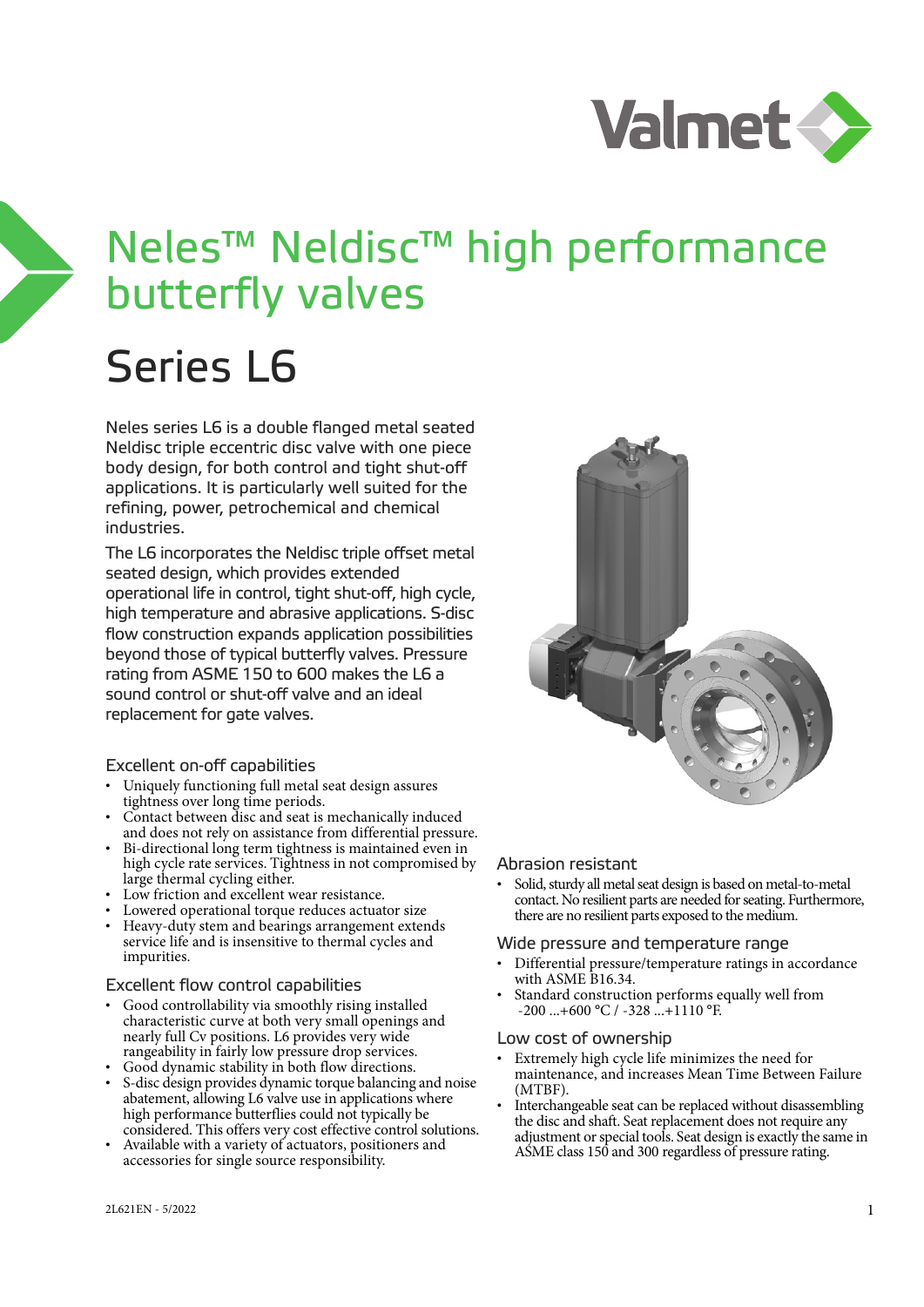# Neles™ Neldisc™ high performance butterfly valves

# Series L6

Neles series L6 is a double flanged metal seated Neldisc triple eccentric disc valve with one piece body design, for both control and tight shut-off applications. It is particularly well suited for the refining, power, petrochemical and chemical industries.

The L6 incorporates the Neldisc triple offset metal seated design, which provides extended operational life in control, tight shut-off, high cycle, high temperature and abrasive applications. S-disc flow construction expands application possibilities beyond those of typical butterfly valves. Pressure rating from ASME 150 to 600 makes the L6 a sound control or shut-off valve and an ideal replacement for gate valves.

### Excellent on-off capabilities

- Uniquely functioning full metal seat design assures tightness over long time periods.
- Contact between disc and seat is mechanically induced and does not rely on assistance from differential pressure.
- Bi-directional long term tightness is maintained even in high cycle rate services. Tightness in not compromised by large thermal cycling either.
- Low friction and excellent wear resistance.
- Lowered operational torque reduces actuator size
- Heavy-duty stem and bearings arrangement extends service life and is insensitive to thermal cycles and impurities.

### Excellent flow control capabilities

- Good controllability via smoothly rising installed characteristic curve at both very small openings and nearly full Cv positions. L6 provides very wide rangeability in fairly low pressure drop services.
- Good dynamic stability in both flow directions.
- S-disc design provides dynamic torque balancing and noise abatement, allowing L6 valve use in applications where high performance butterflies could not typically be considered. This offers very cost effective control solutions.
- Available with a variety of actuators, positioners and accessories for single source responsibility.

### Abrasion resistant

- Solid, sturdy all metal seat design is based on metal-to-metal contact. No resilient parts are needed for seating. Furthermore, there are no resilient parts exposed to the medium.

### Wide pressure and temperature range

- Differential pressure/temperature ratings in accordance with ASME B16.34.
- Standard construction performs equally well from -200 ...+600 °C / -328 ...+1110 °F.

### Low cost of ownership

- Extremely high cycle life minimizes the need for maintenance, and increases Mean Time Between Failure (MTBF).
- Interchangeable seat can be replaced without disassembling the disc and shaft. Seat replacement does not require any adjustment or special tools. Seat design is exactly the same in ASME class 150 and 300 regardless of pressure rating.

2L621EN - 5/2022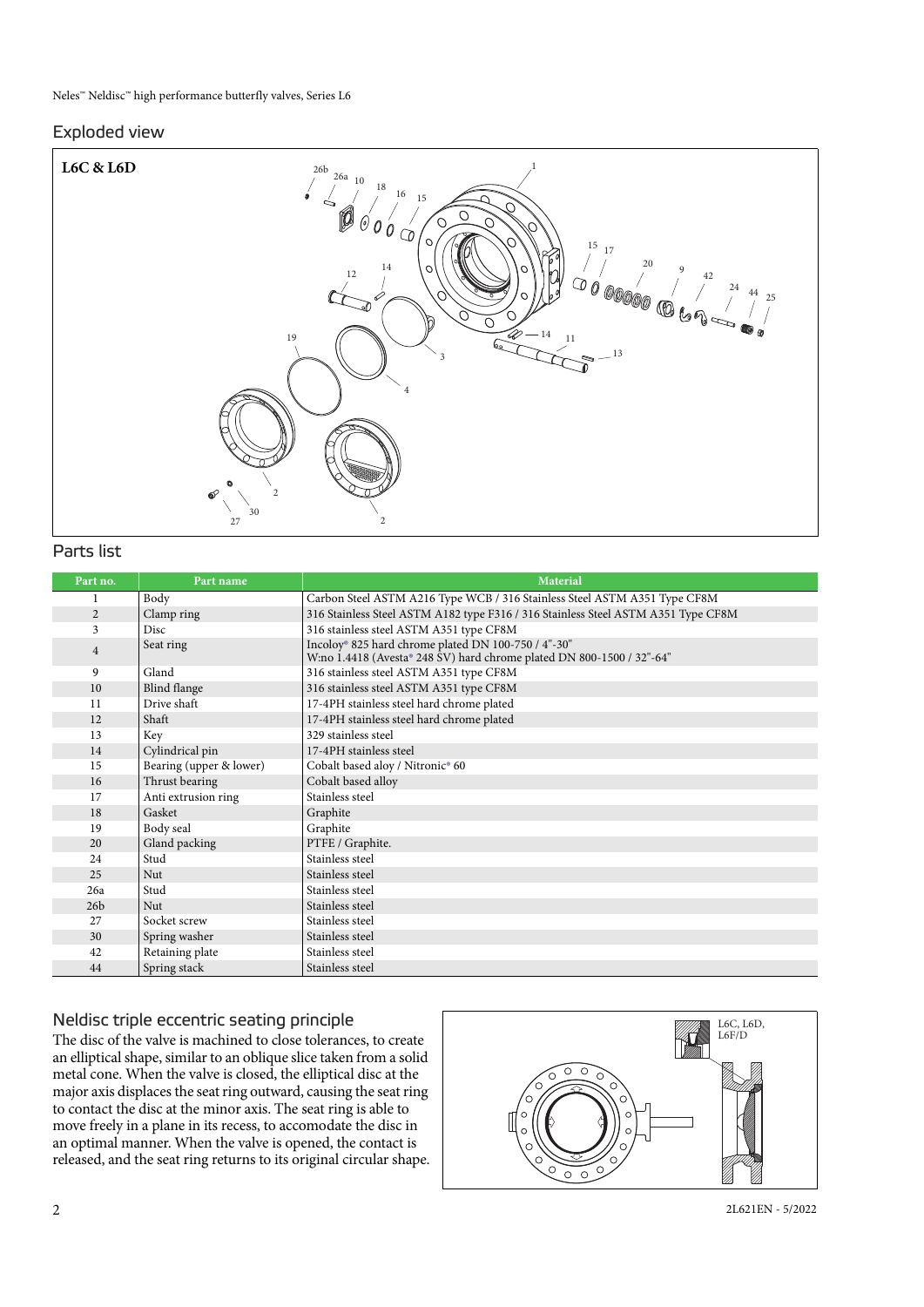## Exploded view

**L6C & L6D**

## Parts list

| Part no. | Part name | Material |
|---|---|---|
| 1 | Body | Carbon Steel ASTM A216 Type WCB / 316 Stainless Steel ASTM A351 Type CF8M |
| 2 | Clamp ring | 316 Stainless Steel ASTM A182 type F316 / 316 Stainless Steel ASTM A351 Type CF8M |
| 3 | Disc | 316 stainless steel ASTM A351 type CF8M |
| 4 | Seat ring | Incoloy® 825 hard chrome plated DN 100-750 / 4"-30"<br>W:no 1.4418 (Avesta® 248 SV) hard chrome plated DN 800-1500 / 32"-64" |
| 9 | Gland | 316 stainless steel ASTM A351 type CF8M |
| 10 | Blind flange | 316 stainless steel ASTM A351 type CF8M |
| 11 | Drive shaft | 17-4PH stainless steel hard chrome plated |
| 12 | Shaft | 17-4PH stainless steel hard chrome plated |
| 13 | Key | 329 stainless steel |
| 14 | Cylindrical pin | 17-4PH stainless steel |
| 15 | Bearing (upper & lower) | Cobalt based alloy / Nitronic® 60 |
| 16 | Thrust bearing | Cobalt based alloy |
| 17 | Anti extrusion ring | Stainless steel |
| 18 | Gasket | Graphite |
| 19 | Body seal | Graphite |
| 20 | Gland packing | PTFE / Graphite. |
| 24 | Stud | Stainless steel |
| 25 | Nut | Stainless steel |
| 26a | Stud | Stainless steel |
| 26b | Nut | Stainless steel |
| 27 | Socket screw | Stainless steel |
| 30 | Spring washer | Stainless steel |
| 42 | Retaining plate | Stainless steel |
| 44 | Spring stack | Stainless steel |

## Neldisc triple eccentric seating principle

The disc of the valve is machined to close tolerances, to create an elliptical shape, similar to an oblique slice taken from a solid metal cone. When the valve is closed, the elliptical disc at the major axis displaces the seat ring outward, causing the seat ring to contact the disc at the minor axis. The seat ring is able to move freely in a plane in its recess, to accomodate the disc in an optimal manner. When the valve is opened, the contact is released, and the seat ring returns to its original circular shape.

L6C, L6D, L6F/D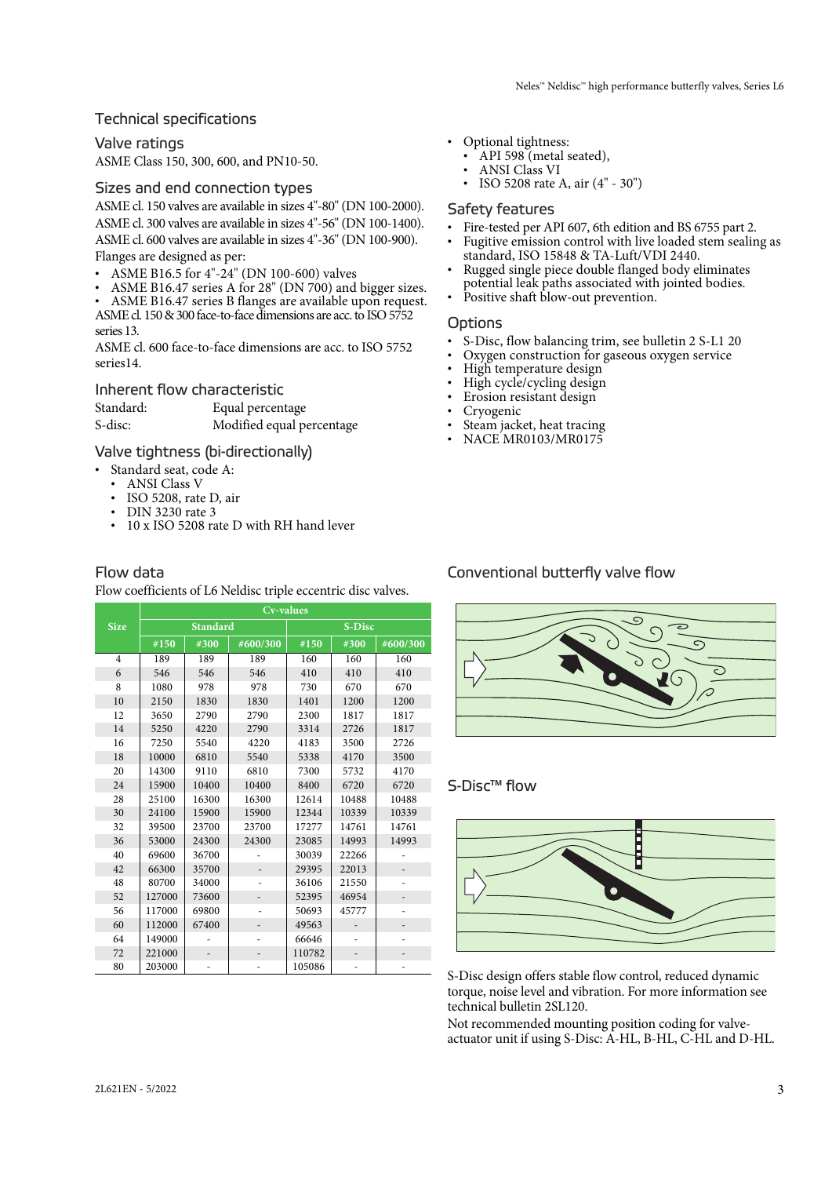## Technical specifications

### Valve ratings

ASME Class 150, 300, 600, and PN10-50.

### Sizes and end connection types

ASME cl. 150 valves are available in sizes 4"-80" (DN 100-2000).
ASME cl. 300 valves are available in sizes 4"-56" (DN 100-1400).
ASME cl. 600 valves are available in sizes 4"-36" (DN 100-900).
Flanges are designed as per:

- ASME B16.5 for 4"-24" (DN 100-600) valves
- ASME B16.47 series A for 28" (DN 700) and bigger sizes.
- ASME B16.47 series B flanges are available upon request.

ASME cl. 150 & 300 face-to-face dimensions are acc. to ISO 5752 series 13.

ASME cl. 600 face-to-face dimensions are acc. to ISO 5752 series14.

### Inherent flow characteristic

| | |
|---|---|
| Standard: | Equal percentage |
| S-disc: | Modified equal percentage |

### Valve tightness (bi-directionally)

- Standard seat, code A:
  - ANSI Class V
  - ISO 5208, rate D, air
  - DIN 3230 rate 3
  - 10 x ISO 5208 rate D with RH hand lever
- Optional tightness:
  - API 598 (metal seated),
  - ANSI Class VI
  - ISO 5208 rate A, air (4" - 30")

### Safety features

- Fire-tested per API 607, 6th edition and BS 6755 part 2.
- Fugitive emission control with live loaded stem sealing as standard, ISO 15848 & TA-Luft/VDI 2440.
- Rugged single piece double flanged body eliminates potential leak paths associated with jointed bodies.
- Positive shaft blow-out prevention.

### Options

- S-Disc, flow balancing trim, see bulletin 2 S-L1 20
- Oxygen construction for gaseous oxygen service
- High temperature design
- High cycle/cycling design
- Erosion resistant design
- Cryogenic
- Steam jacket, heat tracing
- NACE MR0103/MR0175

### Flow data

Flow coefficients of L6 Neldisc triple eccentric disc valves.

| Size | Cv-values | | | | | |
|---|---|---|---|---|---|---|
| | Standard | | | S-Disc | | |
| | #150 | #300 | #600/300 | #150 | #300 | #600/300 |
| 4 | 189 | 189 | 189 | 160 | 160 | 160 |
| 6 | 546 | 546 | 546 | 410 | 410 | 410 |
| 8 | 1080 | 978 | 978 | 730 | 670 | 670 |
| 10 | 2150 | 1830 | 1830 | 1401 | 1200 | 1200 |
| 12 | 3650 | 2790 | 2790 | 2300 | 1817 | 1817 |
| 14 | 5250 | 4220 | 2790 | 3314 | 2726 | 1817 |
| 16 | 7250 | 5540 | 4220 | 4183 | 3500 | 2726 |
| 18 | 10000 | 6810 | 5540 | 5338 | 4170 | 3500 |
| 20 | 14300 | 9110 | 6810 | 7300 | 5732 | 4170 |
| 24 | 15900 | 10400 | 10400 | 8400 | 6720 | 6720 |
| 28 | 25100 | 16300 | 16300 | 12614 | 10488 | 10488 |
| 30 | 24100 | 15900 | 15900 | 12344 | 10339 | 10339 |
| 32 | 39500 | 23700 | 23700 | 17277 | 14761 | 14761 |
| 36 | 53000 | 24300 | 24300 | 23085 | 14993 | 14993 |
| 40 | 69600 | 36700 | - | 30039 | 22266 | - |
| 42 | 66300 | 35700 | - | 29395 | 22013 | - |
| 48 | 80700 | 34000 | - | 36106 | 21550 | - |
| 52 | 127000 | 73600 | - | 52395 | 46954 | - |
| 56 | 117000 | 69800 | - | 50693 | 45777 | - |
| 60 | 112000 | 67400 | - | 49563 | - | - |
| 64 | 149000 | - | - | 66646 | - | - |
| 72 | 221000 | - | - | 110782 | - | - |
| 80 | 203000 | - | - | 105086 | - | - |

### Conventional butterfly valve flow

### S-Disc™ flow

S-Disc design offers stable flow control, reduced dynamic torque, noise level and vibration. For more information see technical bulletin 2SL120.

Not recommended mounting position coding for valve-actuator unit if using S-Disc: A-HL, B-HL, C-HL and D-HL.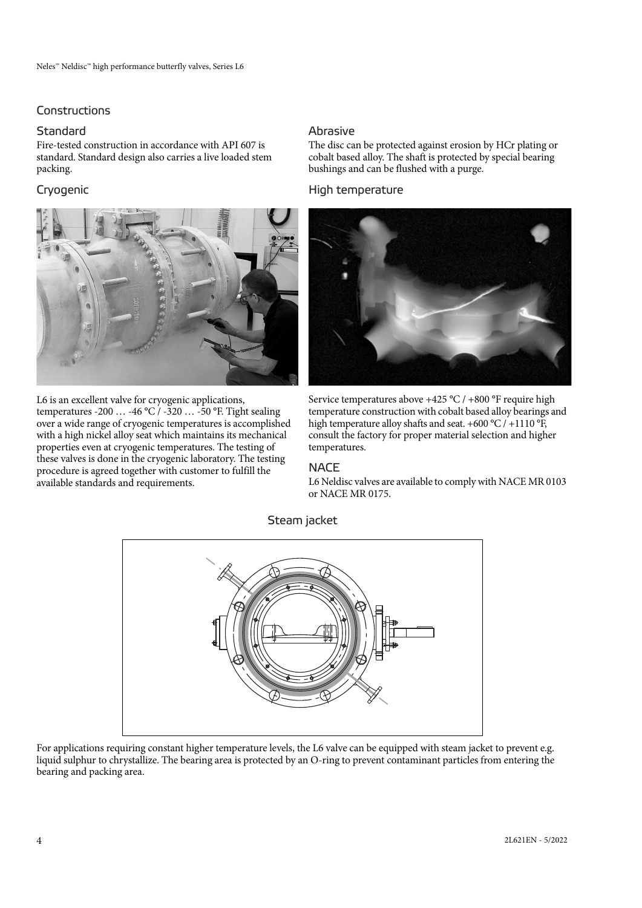## Constructions

### Standard

Fire-tested construction in accordance with API 607 is standard. Standard design also carries a live loaded stem packing.

### Cryogenic

L6 is an excellent valve for cryogenic applications, temperatures -200 … -46 °C / -320 … -50 °F. Tight sealing over a wide range of cryogenic temperatures is accomplished with a high nickel alloy seat which maintains its mechanical properties even at cryogenic temperatures. The testing of these valves is done in the cryogenic laboratory. The testing procedure is agreed together with customer to fulfill the available standards and requirements.

### Abrasive

The disc can be protected against erosion by HCr plating or cobalt based alloy. The shaft is protected by special bearing bushings and can be flushed with a purge.

### High temperature

Service temperatures above +425 °C / +800 °F require high temperature construction with cobalt based alloy bearings and high temperature alloy shafts and seat. +600 °C / +1110 °F, consult the factory for proper material selection and higher temperatures.

### NACE

L6 Neldisc valves are available to comply with NACE MR 0103 or NACE MR 0175.

### Steam jacket

For applications requiring constant higher temperature levels, the L6 valve can be equipped with steam jacket to prevent e.g. liquid sulphur to chrystallize. The bearing area is protected by an O-ring to prevent contaminant particles from entering the bearing and packing area.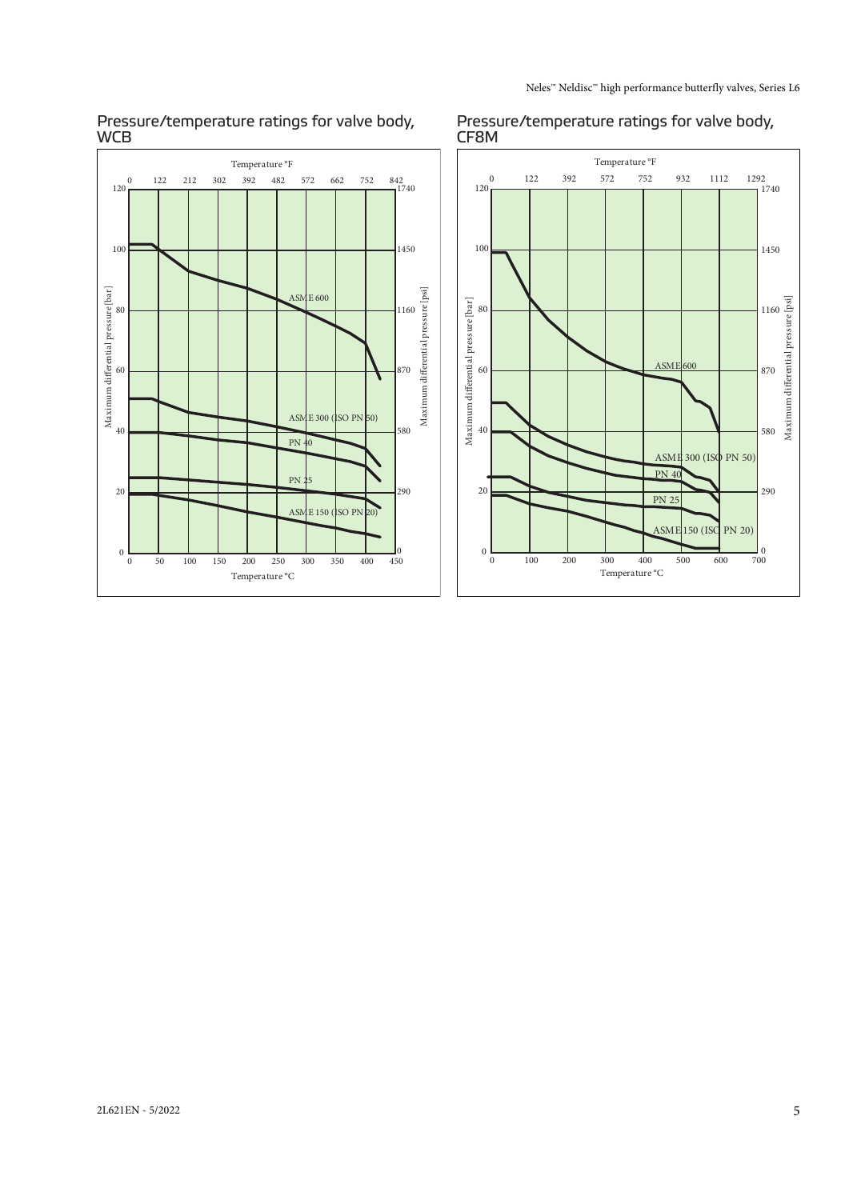## Pressure/temperature ratings for valve body, WCB

Temperature °F: 0, 122, 212, 302, 392, 482, 572, 662, 752, 842

Maximum differential pressure [bar]: 0, 20, 40, 60, 80, 100, 120

Maximum differential pressure [psi]: 0, 290, 580, 870, 1160, 1450, 1740

Temperature °C: 0, 50, 100, 150, 200, 250, 300, 350, 400, 450

Curves: ASME 600, ASME 300 (ISO PN 50), PN 40, PN 25, ASME 150 (ISO PN 20)

## Pressure/temperature ratings for valve body, CF8M

Temperature °F: 0, 122, 392, 572, 752, 932, 1112, 1292

Maximum differential pressure [bar]: 0, 20, 40, 60, 80, 100, 120

Maximum differential pressure [psi]: 0, 290, 580, 870, 1160, 1450, 1740

Temperature °C: 0, 100, 200, 300, 400, 500, 600, 700

Curves: ASME 600, ASME 300 (ISO PN 50), PN 40, PN 25, ASME 150 (ISO PN 20)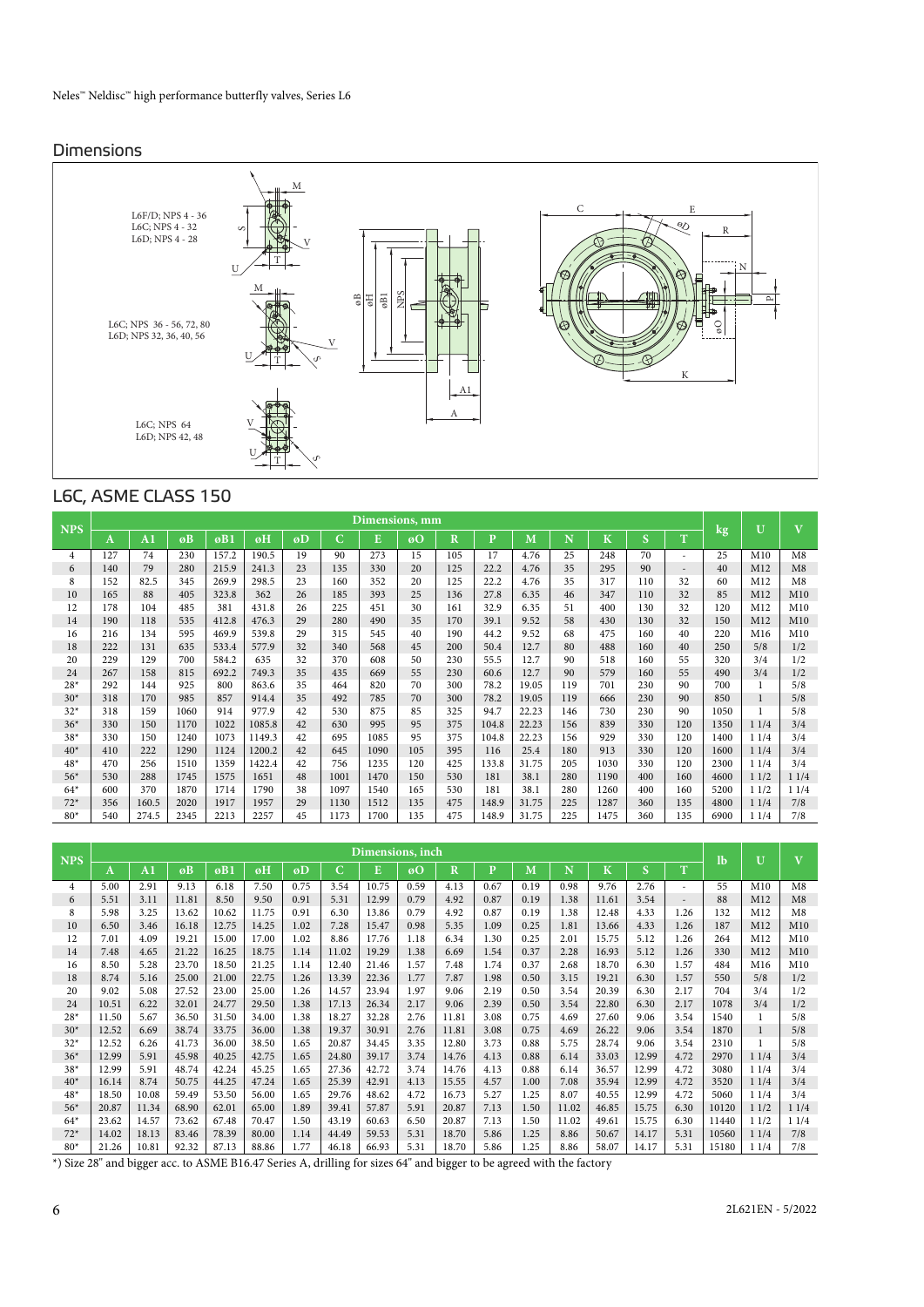## Dimensions

L6F/D; NPS 4 - 36
L6C; NPS 4 - 32
L6D; NPS 4 - 28

L6C; NPS 36 - 56, 72, 80
L6D; NPS 32, 36, 40, 56

L6C; NPS 64
L6D; NPS 42, 48

## L6C, ASME CLASS 150

| NPS | Dimensions, mm | | | | | | | | | | | | | | | | kg | U | V |
|---|---|---|---|---|---|---|---|---|---|---|---|---|---|---|---|---|---|---|---|
| | A | A1 | øB | øB1 | øH | øD | C | E | øO | R | P | M | N | K | S | T | | | |
| 4 | 127 | 74 | 230 | 157.2 | 190.5 | 19 | 90 | 273 | 15 | 105 | 17 | 4.76 | 25 | 248 | 70 | - | 25 | M10 | M8 |
| 6 | 140 | 79 | 280 | 215.9 | 241.3 | 23 | 135 | 330 | 20 | 125 | 22.2 | 4.76 | 35 | 295 | 90 | - | 40 | M12 | M8 |
| 8 | 152 | 82.5 | 345 | 269.9 | 298.5 | 23 | 160 | 352 | 20 | 125 | 22.2 | 4.76 | 35 | 317 | 110 | 32 | 60 | M12 | M8 |
| 10 | 165 | 88 | 405 | 323.8 | 362 | 26 | 185 | 393 | 25 | 136 | 27.8 | 6.35 | 46 | 347 | 110 | 32 | 85 | M12 | M10 |
| 12 | 178 | 104 | 485 | 381 | 431.8 | 26 | 225 | 451 | 30 | 161 | 32.9 | 6.35 | 51 | 400 | 130 | 32 | 120 | M12 | M10 |
| 14 | 190 | 118 | 535 | 412.8 | 476.3 | 29 | 280 | 490 | 35 | 170 | 39.1 | 9.52 | 58 | 430 | 130 | 32 | 150 | M12 | M10 |
| 16 | 216 | 134 | 595 | 469.9 | 539.8 | 29 | 315 | 545 | 40 | 190 | 44.2 | 9.52 | 68 | 475 | 160 | 40 | 220 | M16 | M10 |
| 18 | 222 | 131 | 635 | 533.4 | 577.9 | 32 | 340 | 568 | 45 | 200 | 50.4 | 12.7 | 80 | 488 | 160 | 40 | 250 | 5/8 | 1/2 |
| 20 | 229 | 129 | 700 | 584.2 | 635 | 32 | 370 | 608 | 50 | 230 | 55.5 | 12.7 | 90 | 518 | 160 | 55 | 320 | 3/4 | 1/2 |
| 24 | 267 | 158 | 815 | 692.2 | 749.3 | 35 | 435 | 669 | 55 | 230 | 60.6 | 12.7 | 90 | 579 | 160 | 55 | 490 | 3/4 | 1/2 |
| 28* | 292 | 144 | 925 | 800 | 863.6 | 35 | 464 | 820 | 70 | 300 | 78.2 | 19.05 | 119 | 701 | 230 | 90 | 700 | 1 | 5/8 |
| 30* | 318 | 170 | 985 | 857 | 914.4 | 35 | 492 | 785 | 70 | 300 | 78.2 | 19.05 | 119 | 666 | 230 | 90 | 850 | 1 | 5/8 |
| 32* | 318 | 159 | 1060 | 914 | 977.9 | 42 | 530 | 875 | 85 | 325 | 94.7 | 22.23 | 146 | 730 | 230 | 90 | 1050 | 1 | 5/8 |
| 36* | 330 | 150 | 1170 | 1022 | 1085.8 | 42 | 630 | 995 | 95 | 375 | 104.8 | 22.23 | 156 | 839 | 330 | 120 | 1350 | 1 1/4 | 3/4 |
| 38* | 330 | 150 | 1240 | 1073 | 1149.3 | 42 | 695 | 1085 | 95 | 375 | 104.8 | 22.23 | 156 | 929 | 330 | 120 | 1400 | 1 1/4 | 3/4 |
| 40* | 410 | 222 | 1290 | 1124 | 1200.2 | 42 | 645 | 1090 | 105 | 395 | 116 | 25.4 | 180 | 913 | 330 | 120 | 1600 | 1 1/4 | 3/4 |
| 48* | 470 | 256 | 1510 | 1359 | 1422.4 | 42 | 756 | 1235 | 120 | 425 | 133.8 | 31.75 | 205 | 1030 | 330 | 120 | 2300 | 1 1/4 | 3/4 |
| 56* | 530 | 288 | 1745 | 1575 | 1651 | 48 | 1001 | 1470 | 150 | 530 | 181 | 38.1 | 280 | 1190 | 400 | 160 | 4600 | 1 1/2 | 1 1/4 |
| 64* | 600 | 370 | 1870 | 1714 | 1790 | 38 | 1097 | 1540 | 165 | 530 | 181 | 38.1 | 280 | 1260 | 400 | 160 | 5200 | 1 1/2 | 1 1/4 |
| 72* | 356 | 160.5 | 2020 | 1917 | 1957 | 29 | 1130 | 1512 | 135 | 475 | 148.9 | 31.75 | 225 | 1287 | 360 | 135 | 4800 | 1 1/4 | 7/8 |
| 80* | 540 | 274.5 | 2345 | 2213 | 2257 | 45 | 1173 | 1700 | 135 | 475 | 148.9 | 31.75 | 225 | 1475 | 360 | 135 | 6900 | 1 1/4 | 7/8 |

| NPS | Dimensions, inch | | | | | | | | | | | | | | | | lb | U | V |
|---|---|---|---|---|---|---|---|---|---|---|---|---|---|---|---|---|---|---|---|
| | A | A1 | øB | øB1 | øH | øD | C | E | øO | R | P | M | N | K | S | T | | | |
| 4 | 5.00 | 2.91 | 9.13 | 6.18 | 7.50 | 0.75 | 3.54 | 10.75 | 0.59 | 4.13 | 0.67 | 0.19 | 0.98 | 9.76 | 2.76 | - | 55 | M10 | M8 |
| 6 | 5.51 | 3.11 | 11.81 | 8.50 | 9.50 | 0.91 | 5.31 | 12.99 | 0.79 | 4.92 | 0.87 | 0.19 | 1.38 | 11.61 | 3.54 | - | 88 | M12 | M8 |
| 8 | 5.98 | 3.25 | 13.62 | 10.62 | 11.75 | 0.91 | 6.30 | 13.86 | 0.79 | 4.92 | 0.87 | 0.19 | 1.38 | 12.48 | 4.33 | 1.26 | 132 | M12 | M8 |
| 10 | 6.50 | 3.46 | 16.18 | 12.75 | 14.25 | 1.02 | 7.28 | 15.47 | 0.98 | 5.35 | 1.09 | 0.25 | 1.81 | 13.66 | 4.33 | 1.26 | 187 | M12 | M10 |
| 12 | 7.01 | 4.09 | 19.21 | 15.00 | 17.00 | 1.02 | 8.86 | 17.76 | 1.18 | 6.34 | 1.30 | 0.25 | 2.01 | 15.75 | 5.12 | 1.26 | 264 | M12 | M10 |
| 14 | 7.48 | 4.65 | 21.22 | 16.25 | 18.75 | 1.14 | 11.02 | 19.29 | 1.38 | 6.69 | 1.54 | 0.37 | 2.28 | 16.93 | 5.12 | 1.26 | 330 | M12 | M10 |
| 16 | 8.50 | 5.28 | 23.70 | 18.50 | 21.25 | 1.14 | 12.40 | 21.46 | 1.57 | 7.48 | 1.74 | 0.37 | 2.68 | 18.70 | 6.30 | 1.57 | 484 | M16 | M10 |
| 18 | 8.74 | 5.16 | 25.00 | 21.00 | 22.75 | 1.26 | 13.39 | 22.36 | 1.77 | 7.87 | 1.98 | 0.50 | 3.15 | 19.21 | 6.30 | 1.57 | 550 | 5/8 | 1/2 |
| 20 | 9.02 | 5.08 | 27.52 | 23.00 | 25.00 | 1.26 | 14.57 | 23.94 | 1.97 | 9.06 | 2.19 | 0.50 | 3.54 | 20.39 | 6.30 | 2.17 | 704 | 3/4 | 1/2 |
| 24 | 10.51 | 6.22 | 32.01 | 24.77 | 29.50 | 1.38 | 17.13 | 26.34 | 2.17 | 9.06 | 2.39 | 0.50 | 3.54 | 22.80 | 6.30 | 2.17 | 1078 | 3/4 | 1/2 |
| 28* | 11.50 | 5.67 | 36.50 | 31.50 | 34.00 | 1.38 | 18.27 | 32.28 | 2.76 | 11.81 | 3.08 | 0.75 | 4.69 | 27.60 | 9.06 | 3.54 | 1540 | 1 | 5/8 |
| 30* | 12.52 | 6.69 | 38.74 | 33.75 | 36.00 | 1.38 | 19.37 | 30.91 | 2.76 | 11.81 | 3.08 | 0.75 | 4.69 | 26.22 | 9.06 | 3.54 | 1870 | 1 | 5/8 |
| 32* | 12.52 | 6.26 | 41.73 | 36.00 | 38.50 | 1.65 | 20.87 | 34.45 | 3.35 | 12.80 | 3.73 | 0.88 | 5.75 | 28.74 | 9.06 | 3.54 | 2310 | 1 | 5/8 |
| 36* | 12.99 | 5.91 | 45.98 | 40.25 | 42.75 | 1.65 | 24.80 | 39.17 | 3.74 | 14.76 | 4.13 | 0.88 | 6.14 | 33.03 | 12.99 | 4.72 | 2970 | 1 1/4 | 3/4 |
| 38* | 12.99 | 5.91 | 48.74 | 42.24 | 45.25 | 1.65 | 27.36 | 42.72 | 3.74 | 14.76 | 4.13 | 0.88 | 6.14 | 36.57 | 12.99 | 4.72 | 3080 | 1 1/4 | 3/4 |
| 40* | 16.14 | 8.74 | 50.75 | 44.25 | 47.24 | 1.65 | 25.39 | 42.91 | 4.13 | 15.55 | 4.57 | 1.00 | 7.08 | 35.94 | 12.99 | 4.72 | 3520 | 1 1/4 | 3/4 |
| 48* | 18.50 | 10.08 | 59.49 | 53.50 | 56.00 | 1.65 | 29.76 | 48.62 | 4.72 | 16.73 | 5.27 | 1.25 | 8.07 | 40.55 | 12.99 | 4.72 | 5060 | 1 1/4 | 3/4 |
| 56* | 20.87 | 11.34 | 68.90 | 62.01 | 65.00 | 1.89 | 39.41 | 57.87 | 5.91 | 20.87 | 7.13 | 1.50 | 11.02 | 46.85 | 15.75 | 6.30 | 10120 | 1 1/2 | 1 1/4 |
| 64* | 23.62 | 14.57 | 73.62 | 67.48 | 70.47 | 1.50 | 43.19 | 60.63 | 6.50 | 20.87 | 7.13 | 1.50 | 11.02 | 49.61 | 15.75 | 6.30 | 11440 | 1 1/2 | 1 1/4 |
| 72* | 14.02 | 18.13 | 83.46 | 78.39 | 80.00 | 1.14 | 44.49 | 59.53 | 5.31 | 18.70 | 5.86 | 1.25 | 8.86 | 50.67 | 14.17 | 5.31 | 10560 | 1 1/4 | 7/8 |
| 80* | 21.26 | 10.81 | 92.32 | 87.13 | 88.86 | 1.77 | 46.18 | 66.93 | 5.31 | 18.70 | 5.86 | 1.25 | 8.86 | 58.07 | 14.17 | 5.31 | 15180 | 1 1/4 | 7/8 |

*) Size 28" and bigger acc. to ASME B16.47 Series A, drilling for sizes 64" and bigger to be agreed with the factory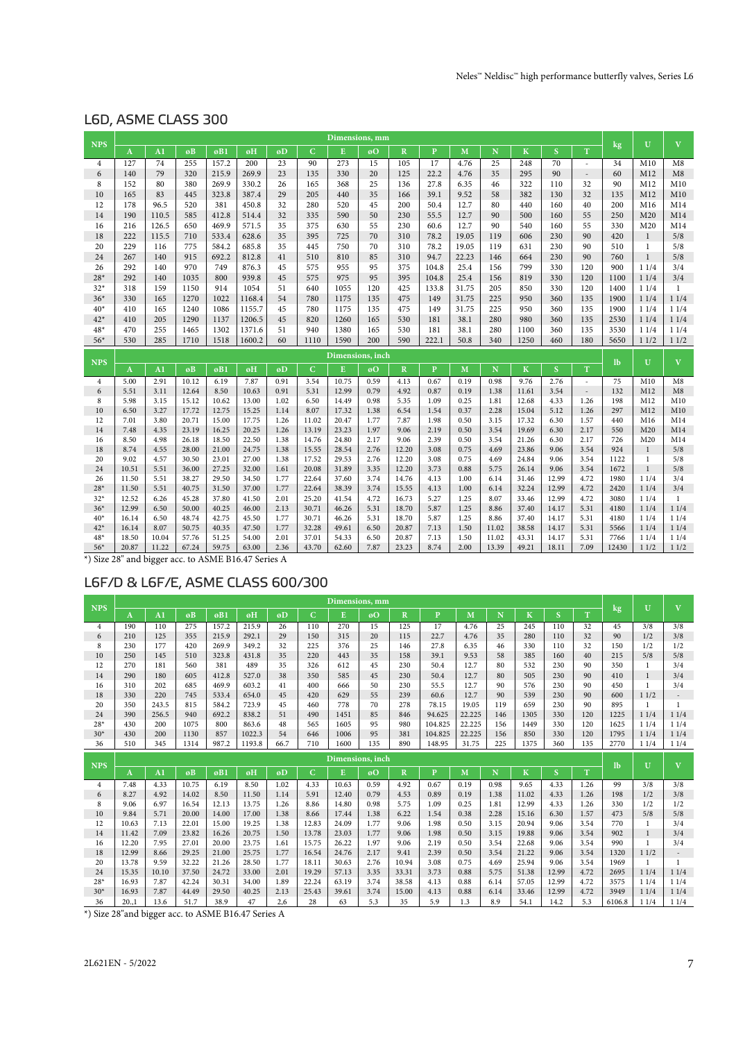## L6D, ASME CLASS 300

| NPS | Dimensions, mm | | | | | | | | | | | | | | | | kg | U | V |
|---|---|---|---|---|---|---|---|---|---|---|---|---|---|---|---|---|---|---|---|
| | A | A1 | øB | øB1 | øH | øD | C | E | øO | R | P | M | N | K | S | T | | | |
| 4 | 127 | 74 | 255 | 157.2 | 200 | 23 | 90 | 273 | 15 | 105 | 17 | 4.76 | 25 | 248 | 70 | - | 34 | M10 | M8 |
| 6 | 140 | 79 | 320 | 215.9 | 269.9 | 23 | 135 | 330 | 20 | 125 | 22.2 | 4.76 | 35 | 295 | 90 | - | 60 | M12 | M8 |
| 8 | 152 | 80 | 380 | 269.9 | 330.2 | 26 | 165 | 368 | 25 | 136 | 27.8 | 6.35 | 46 | 322 | 110 | 32 | 90 | M12 | M10 |
| 10 | 165 | 83 | 445 | 323.8 | 387.4 | 29 | 205 | 440 | 35 | 166 | 39.1 | 9.52 | 58 | 382 | 130 | 32 | 135 | M12 | M10 |
| 12 | 178 | 96.5 | 520 | 381 | 450.8 | 32 | 280 | 520 | 45 | 200 | 50.4 | 12.7 | 80 | 440 | 160 | 40 | 200 | M16 | M14 |
| 14 | 190 | 110.5 | 585 | 412.8 | 514.4 | 32 | 335 | 590 | 50 | 230 | 55.5 | 12.7 | 90 | 500 | 160 | 55 | 250 | M20 | M14 |
| 16 | 216 | 126.5 | 650 | 469.9 | 571.5 | 35 | 375 | 630 | 55 | 230 | 60.6 | 12.7 | 90 | 540 | 160 | 55 | 330 | M20 | M14 |
| 18 | 222 | 115.5 | 710 | 533.4 | 628.6 | 35 | 395 | 725 | 70 | 310 | 78.2 | 19.05 | 119 | 606 | 230 | 90 | 420 | 1 | 5/8 |
| 20 | 229 | 116 | 775 | 584.2 | 685.8 | 35 | 445 | 750 | 70 | 310 | 78.2 | 19.05 | 119 | 631 | 230 | 90 | 510 | 1 | 5/8 |
| 24 | 267 | 140 | 915 | 692.2 | 812.8 | 41 | 510 | 810 | 85 | 310 | 94.7 | 22.23 | 146 | 664 | 230 | 90 | 760 | 1 | 5/8 |
| 26 | 292 | 140 | 970 | 749 | 876.3 | 45 | 575 | 955 | 95 | 375 | 104.8 | 25.4 | 156 | 799 | 330 | 120 | 900 | 1 1/4 | 3/4 |
| 28* | 292 | 140 | 1035 | 800 | 939.8 | 45 | 575 | 975 | 95 | 395 | 104.8 | 25.4 | 156 | 819 | 330 | 120 | 1100 | 1 1/4 | 3/4 |
| 32* | 318 | 159 | 1150 | 914 | 1054 | 51 | 640 | 1055 | 120 | 425 | 133.8 | 31.75 | 205 | 850 | 330 | 120 | 1400 | 1 1/4 | 1 |
| 36* | 330 | 165 | 1270 | 1022 | 1168.4 | 54 | 780 | 1175 | 135 | 475 | 149 | 31.75 | 225 | 950 | 360 | 135 | 1900 | 1 1/4 | 1 1/4 |
| 40* | 410 | 165 | 1240 | 1086 | 1155.7 | 45 | 780 | 1175 | 135 | 475 | 149 | 31.75 | 225 | 950 | 360 | 135 | 1900 | 1 1/4 | 1 1/4 |
| 42* | 410 | 205 | 1290 | 1137 | 1206.5 | 45 | 820 | 1260 | 165 | 530 | 181 | 38.1 | 280 | 980 | 360 | 135 | 2530 | 1 1/4 | 1 1/4 |
| 48* | 470 | 255 | 1465 | 1302 | 1371.6 | 51 | 940 | 1380 | 165 | 530 | 181 | 38.1 | 280 | 1100 | 360 | 135 | 3530 | 1 1/4 | 1 1/4 |
| 56* | 530 | 285 | 1710 | 1518 | 1600.2 | 60 | 1110 | 1590 | 200 | 590 | 222.1 | 50.8 | 340 | 1250 | 460 | 180 | 5650 | 1 1/2 | 1 1/2 |

| NPS | Dimensions, inch | | | | | | | | | | | | | | | | lb | U | V |
|---|---|---|---|---|---|---|---|---|---|---|---|---|---|---|---|---|---|---|---|
| | A | A1 | øB | øB1 | øH | øD | C | E | øO | R | P | M | N | K | S | T | | | |
| 4 | 5.00 | 2.91 | 10.12 | 6.19 | 7.87 | 0.91 | 3.54 | 10.75 | 0.59 | 4.13 | 0.67 | 0.19 | 0.98 | 9.76 | 2.76 | - | 75 | M10 | M8 |
| 6 | 5.51 | 3.11 | 12.64 | 8.50 | 10.63 | 0.91 | 5.31 | 12.99 | 0.79 | 4.92 | 0.87 | 0.19 | 1.38 | 11.61 | 3.54 | - | 132 | M12 | M8 |
| 8 | 5.98 | 3.15 | 15.12 | 10.62 | 13.00 | 1.02 | 6.50 | 14.49 | 0.98 | 5.35 | 1.09 | 0.25 | 1.81 | 12.68 | 4.33 | 1.26 | 198 | M12 | M10 |
| 10 | 6.50 | 3.27 | 17.72 | 12.75 | 15.25 | 1.14 | 8.07 | 17.32 | 1.38 | 6.54 | 1.54 | 0.37 | 2.28 | 15.04 | 5.12 | 1.26 | 297 | M12 | M10 |
| 12 | 7.01 | 3.80 | 20.71 | 15.00 | 17.75 | 1.26 | 11.02 | 20.47 | 1.77 | 7.87 | 1.98 | 0.50 | 3.15 | 17.32 | 6.30 | 1.57 | 440 | M16 | M14 |
| 14 | 7.48 | 4.35 | 23.19 | 16.25 | 20.25 | 1.26 | 13.19 | 23.23 | 1.97 | 9.06 | 2.19 | 0.50 | 3.54 | 19.69 | 6.30 | 2.17 | 550 | M20 | M14 |
| 16 | 8.50 | 4.98 | 26.18 | 18.50 | 22.50 | 1.38 | 14.76 | 24.80 | 2.17 | 9.06 | 2.39 | 0.50 | 3.54 | 21.26 | 6.30 | 2.17 | 726 | M20 | M14 |
| 18 | 8.74 | 4.55 | 28.00 | 21.00 | 24.75 | 1.38 | 15.55 | 28.54 | 2.76 | 12.20 | 3.08 | 0.75 | 4.69 | 23.86 | 9.06 | 3.54 | 924 | 1 | 5/8 |
| 20 | 9.02 | 4.57 | 30.50 | 23.01 | 27.00 | 1.38 | 17.52 | 29.53 | 2.76 | 12.20 | 3.08 | 0.75 | 4.69 | 24.84 | 9.06 | 3.54 | 1122 | 1 | 5/8 |
| 24 | 10.51 | 5.51 | 36.00 | 27.25 | 32.00 | 1.61 | 20.08 | 31.89 | 3.35 | 12.20 | 3.73 | 0.88 | 5.75 | 26.14 | 9.06 | 3.54 | 1672 | 1 | 5/8 |
| 26 | 11.50 | 5.51 | 38.27 | 29.50 | 34.50 | 1.77 | 22.64 | 37.60 | 3.74 | 14.76 | 4.13 | 1.00 | 6.14 | 31.46 | 12.99 | 4.72 | 1980 | 1 1/4 | 3/4 |
| 28* | 11.50 | 5.51 | 40.75 | 31.50 | 37.00 | 1.77 | 22.64 | 38.39 | 3.74 | 15.55 | 4.13 | 1.00 | 6.14 | 32.24 | 12.99 | 4.72 | 2420 | 1 1/4 | 3/4 |
| 32* | 12.52 | 6.26 | 45.28 | 37.80 | 41.50 | 2.01 | 25.20 | 41.54 | 4.72 | 16.73 | 5.27 | 1.25 | 8.07 | 33.46 | 12.99 | 4.72 | 3080 | 1 1/4 | 1 |
| 36* | 12.99 | 6.50 | 50.00 | 40.25 | 46.00 | 2.13 | 30.71 | 46.26 | 5.31 | 18.70 | 5.87 | 1.25 | 8.86 | 37.40 | 14.17 | 5.31 | 4180 | 1 1/4 | 1 1/4 |
| 40* | 16.14 | 6.50 | 48.74 | 42.75 | 45.50 | 1.77 | 30.71 | 46.26 | 5.31 | 18.70 | 5.87 | 1.25 | 8.86 | 37.40 | 14.17 | 5.31 | 4180 | 1 1/4 | 1 1/4 |
| 42* | 16.14 | 8.07 | 50.75 | 40.35 | 47.50 | 1.77 | 32.28 | 49.61 | 6.50 | 20.87 | 7.13 | 1.50 | 11.02 | 38.58 | 14.17 | 5.31 | 5566 | 1 1/4 | 1 1/4 |
| 48* | 18.50 | 10.04 | 57.76 | 51.25 | 54.00 | 2.01 | 37.01 | 54.33 | 6.50 | 20.87 | 7.13 | 1.50 | 11.02 | 43.31 | 14.17 | 5.31 | 7766 | 1 1/4 | 1 1/4 |
| 56* | 20.87 | 11.22 | 67.24 | 59.75 | 63.00 | 2.36 | 43.70 | 62.60 | 7.87 | 23.23 | 8.74 | 2.00 | 13.39 | 49.21 | 18.11 | 7.09 | 12430 | 1 1/2 | 1 1/2 |

*) Size 28" and bigger acc. to ASME B16.47 Series A

## L6F/D & L6F/E, ASME CLASS 600/300

| NPS | Dimensions, mm | | | | | | | | | | | | | | | | kg | U | V |
|---|---|---|---|---|---|---|---|---|---|---|---|---|---|---|---|---|---|---|---|
| | A | A1 | øB | øB1 | øH | øD | C | E | øO | R | P | M | N | K | S | T | | | |
| 4 | 190 | 110 | 275 | 157.2 | 215.9 | 26 | 110 | 270 | 15 | 125 | 17 | 4.76 | 25 | 245 | 110 | 32 | 45 | 3/8 | 3/8 |
| 6 | 210 | 125 | 355 | 215.9 | 292.1 | 29 | 150 | 315 | 20 | 115 | 22.7 | 4.76 | 35 | 280 | 110 | 32 | 90 | 1/2 | 3/8 |
| 8 | 230 | 177 | 420 | 269.9 | 349.2 | 32 | 225 | 376 | 25 | 146 | 27.8 | 6.35 | 46 | 330 | 110 | 32 | 150 | 1/2 | 1/2 |
| 10 | 250 | 145 | 510 | 323.8 | 431.8 | 35 | 220 | 443 | 35 | 158 | 39.1 | 9.53 | 58 | 385 | 160 | 40 | 215 | 5/8 | 5/8 |
| 12 | 270 | 181 | 560 | 381 | 489 | 35 | 326 | 612 | 45 | 230 | 50.4 | 12.7 | 80 | 532 | 230 | 90 | 350 | 1 | 3/4 |
| 14 | 290 | 180 | 605 | 412.8 | 527.0 | 38 | 350 | 585 | 45 | 230 | 50.4 | 12.7 | 80 | 505 | 230 | 90 | 410 | 1 | 3/4 |
| 16 | 310 | 202 | 685 | 469.9 | 603.2 | 41 | 400 | 666 | 50 | 230 | 55.5 | 12.7 | 90 | 576 | 230 | 90 | 450 | 1 | 3/4 |
| 18 | 330 | 220 | 745 | 533.4 | 654.0 | 45 | 420 | 629 | 55 | 239 | 60.6 | 12.7 | 90 | 539 | 230 | 90 | 600 | 1 1/2 | - |
| 20 | 350 | 243.5 | 815 | 584.2 | 723.9 | 45 | 460 | 778 | 70 | 278 | 78.15 | 19.05 | 119 | 659 | 230 | 90 | 895 | 1 | 1 |
| 24 | 390 | 256.5 | 940 | 692.2 | 838.2 | 51 | 490 | 1451 | 85 | 846 | 94.625 | 22.225 | 146 | 1305 | 330 | 120 | 1225 | 1 1/4 | 1 1/4 |
| 28* | 430 | 200 | 1075 | 800 | 863.6 | 48 | 565 | 1605 | 95 | 980 | 104.825 | 22.225 | 156 | 1449 | 330 | 120 | 1625 | 1 1/4 | 1 1/4 |
| 30* | 430 | 200 | 1130 | 857 | 1022.3 | 54 | 646 | 1006 | 95 | 381 | 104.825 | 22.225 | 156 | 850 | 330 | 120 | 1795 | 1 1/4 | 1 1/4 |
| 36 | 510 | 345 | 1314 | 987.2 | 1193.8 | 66.7 | 710 | 1600 | 135 | 890 | 148.95 | 31.75 | 225 | 1375 | 360 | 135 | 2770 | 1 1/4 | 1 1/4 |

| NPS | Dimensions, inch | | | | | | | | | | | | | | | | lb | U | V |
|---|---|---|---|---|---|---|---|---|---|---|---|---|---|---|---|---|---|---|---|
| | A | A1 | øB | øB1 | øH | øD | C | E | øO | R | P | M | N | K | S | T | | | |
| 4 | 7.48 | 4.33 | 10.75 | 6.19 | 8.50 | 1.02 | 4.33 | 10.63 | 0.59 | 4.92 | 0.67 | 0.19 | 0.98 | 9.65 | 4.33 | 1.26 | 99 | 3/8 | 3/8 |
| 6 | 8.27 | 4.92 | 14.02 | 8.50 | 11.50 | 1.14 | 5.91 | 12.40 | 0.79 | 4.53 | 0.89 | 0.19 | 1.38 | 11.02 | 4.33 | 1.26 | 198 | 1/2 | 3/8 |
| 8 | 9.06 | 6.97 | 16.54 | 12.13 | 13.75 | 1.26 | 8.86 | 14.80 | 0.98 | 5.75 | 1.09 | 0.25 | 1.81 | 12.99 | 4.33 | 1.26 | 330 | 1/2 | 1/2 |
| 10 | 9.84 | 5.71 | 20.00 | 14.00 | 17.00 | 1.38 | 8.66 | 17.44 | 1.38 | 6.22 | 1.54 | 0.38 | 2.28 | 15.16 | 6.30 | 1.57 | 473 | 5/8 | 5/8 |
| 12 | 10.63 | 7.13 | 22.01 | 15.00 | 19.25 | 1.38 | 12.83 | 24.09 | 1.77 | 9.06 | 1.98 | 0.50 | 3.15 | 20.94 | 9.06 | 3.54 | 770 | 1 | 3/4 |
| 14 | 11.42 | 7.09 | 23.82 | 16.26 | 20.75 | 1.50 | 13.78 | 23.03 | 1.77 | 9.06 | 1.98 | 0.50 | 3.15 | 19.88 | 9.06 | 3.54 | 902 | 1 | 3/4 |
| 16 | 12.20 | 7.95 | 27.01 | 20.00 | 23.75 | 1.61 | 15.75 | 26.22 | 1.97 | 9.06 | 2.19 | 0.50 | 3.54 | 22.68 | 9.06 | 3.54 | 990 | 1 | 3/4 |
| 18 | 12.99 | 8.66 | 29.25 | 21.00 | 25.75 | 1.77 | 16.54 | 24.76 | 2.17 | 9.41 | 2.39 | 0.50 | 3.54 | 21.22 | 9.06 | 3.54 | 1320 | 1 1/2 | - |
| 20 | 13.78 | 9.59 | 32.22 | 21.26 | 28.50 | 1.77 | 18.11 | 30.63 | 2.76 | 10.94 | 3.08 | 0.75 | 4.69 | 25.94 | 9.06 | 3.54 | 1969 | 1 | 1 |
| 24 | 15.35 | 10.10 | 37.50 | 24.72 | 33.00 | 2.01 | 19.29 | 57.13 | 3.35 | 33.31 | 3.73 | 0.88 | 5.75 | 51.38 | 12.99 | 4.72 | 2695 | 1 1/4 | 1 1/4 |
| 28* | 16.93 | 7.87 | 42.24 | 30.31 | 34.00 | 1.89 | 22.24 | 63.19 | 3.74 | 38.58 | 4.13 | 0.88 | 6.14 | 57.05 | 12.99 | 4.72 | 3575 | 1 1/4 | 1 1/4 |
| 30* | 16.93 | 7.87 | 44.49 | 29.50 | 40.25 | 2.13 | 25.43 | 39.61 | 3.74 | 15.00 | 4.13 | 0.88 | 6.14 | 33.46 | 12.99 | 4.72 | 3949 | 1 1/4 | 1 1/4 |
| 36 | 20.,1 | 13.6 | 51.7 | 38.9 | 47 | 2,6 | 28 | 63 | 5.3 | 35 | 5.9 | 1.3 | 8.9 | 54.1 | 14.2 | 5.3 | 6106.8 | 1 1/4 | 1 1/4 |

*) Size 28"and bigger acc. to ASME B16.47 Series A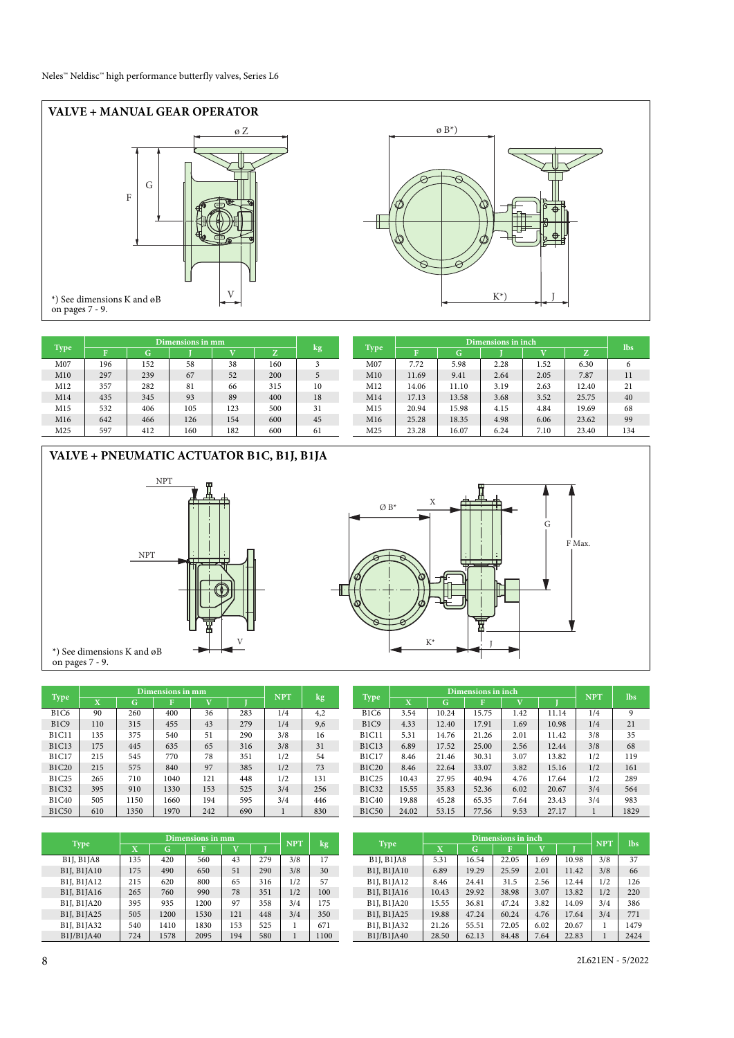## VALVE + MANUAL GEAR OPERATOR

*) See dimensions K and øB on pages 7 - 9.

| Type | Dimensions in mm | | | | | kg |
|---|---|---|---|---|---|---|
| | F | G | J | V | Z | |
| M07 | 196 | 152 | 58 | 38 | 160 | 3 |
| M10 | 297 | 239 | 67 | 52 | 200 | 5 |
| M12 | 357 | 282 | 81 | 66 | 315 | 10 |
| M14 | 435 | 345 | 93 | 89 | 400 | 18 |
| M15 | 532 | 406 | 105 | 123 | 500 | 31 |
| M16 | 642 | 466 | 126 | 154 | 600 | 45 |
| M25 | 597 | 412 | 160 | 182 | 600 | 61 |

| Type | Dimensions in inch | | | | | lbs |
|---|---|---|---|---|---|---|
| | F | G | J | V | Z | |
| M07 | 7.72 | 5.98 | 2.28 | 1.52 | 6.30 | 6 |
| M10 | 11.69 | 9.41 | 2.64 | 2.05 | 7.87 | 11 |
| M12 | 14.06 | 11.10 | 3.19 | 2.63 | 12.40 | 21 |
| M14 | 17.13 | 13.58 | 3.68 | 3.52 | 25.75 | 40 |
| M15 | 20.94 | 15.98 | 4.15 | 4.84 | 19.69 | 68 |
| M16 | 25.28 | 18.35 | 4.98 | 6.06 | 23.62 | 99 |
| M25 | 23.28 | 16.07 | 6.24 | 7.10 | 23.40 | 134 |

## VALVE + PNEUMATIC ACTUATOR B1C, B1J, B1JA

*) See dimensions K and øB on pages 7 - 9.

| Type | Dimensions in mm | | | | | NPT | kg |
|---|---|---|---|---|---|---|---|
| | X | G | F | V | J | | |
| B1C6 | 90 | 260 | 400 | 36 | 283 | 1/4 | 4,2 |
| B1C9 | 110 | 315 | 455 | 43 | 279 | 1/4 | 9,6 |
| B1C11 | 135 | 375 | 540 | 51 | 290 | 3/8 | 16 |
| B1C13 | 175 | 445 | 635 | 65 | 316 | 3/8 | 31 |
| B1C17 | 215 | 545 | 770 | 78 | 351 | 1/2 | 54 |
| B1C20 | 215 | 575 | 840 | 97 | 385 | 1/2 | 73 |
| B1C25 | 265 | 710 | 1040 | 121 | 448 | 1/2 | 131 |
| B1C32 | 395 | 910 | 1330 | 153 | 525 | 3/4 | 256 |
| B1C40 | 505 | 1150 | 1660 | 194 | 595 | 3/4 | 446 |
| B1C50 | 610 | 1350 | 1970 | 242 | 690 | 1 | 830 |

| Type | Dimensions in inch | | | | | NPT | lbs |
|---|---|---|---|---|---|---|---|
| | X | G | F | V | J | | |
| B1C6 | 3.54 | 10.24 | 15.75 | 1.42 | 11.14 | 1/4 | 9 |
| B1C9 | 4.33 | 12.40 | 17.91 | 1.69 | 10.98 | 1/4 | 21 |
| B1C11 | 5.31 | 14.76 | 21.26 | 2.01 | 11.42 | 3/8 | 35 |
| B1C13 | 6.89 | 17.52 | 25.00 | 2.56 | 12.44 | 3/8 | 68 |
| B1C17 | 8.46 | 21.46 | 30.31 | 3.07 | 13.82 | 1/2 | 119 |
| B1C20 | 8.46 | 22.64 | 33.07 | 3.82 | 15.16 | 1/2 | 161 |
| B1C25 | 10.43 | 27.95 | 40.94 | 4.76 | 17.64 | 1/2 | 289 |
| B1C32 | 15.55 | 35.83 | 52.36 | 6.02 | 20.67 | 3/4 | 564 |
| B1C40 | 19.88 | 45.28 | 65.35 | 7.64 | 23.43 | 3/4 | 983 |
| B1C50 | 24.02 | 53.15 | 77.56 | 9.53 | 27.17 | 1 | 1829 |

| Type | Dimensions in mm | | | | | NPT | kg |
|---|---|---|---|---|---|---|---|
| | X | G | F | V | J | | |
| B1J, B1JA8 | 135 | 420 | 560 | 43 | 279 | 3/8 | 17 |
| B1J, B1JA10 | 175 | 490 | 650 | 51 | 290 | 3/8 | 30 |
| B1J, B1JA12 | 215 | 620 | 800 | 65 | 316 | 1/2 | 57 |
| B1J, B1JA16 | 265 | 760 | 990 | 78 | 351 | 1/2 | 100 |
| B1J, B1JA20 | 395 | 935 | 1200 | 97 | 358 | 3/4 | 175 |
| B1J, B1JA25 | 505 | 1200 | 1530 | 121 | 448 | 3/4 | 350 |
| B1J, B1JA32 | 540 | 1410 | 1830 | 153 | 525 | 1 | 671 |
| B1J/B1JA40 | 724 | 1578 | 2095 | 194 | 580 | 1 | 1100 |

| Type | Dimensions in inch | | | | | NPT | lbs |
|---|---|---|---|---|---|---|---|
| | X | G | F | V | J | | |
| B1J, B1JA8 | 5.31 | 16.54 | 22.05 | 1.69 | 10.98 | 3/8 | 37 |
| B1J, B1JA10 | 6.89 | 19.29 | 25.59 | 2.01 | 11.42 | 3/8 | 66 |
| B1J, B1JA12 | 8.46 | 24.41 | 31.5 | 2.56 | 12.44 | 1/2 | 126 |
| B1J, B1JA16 | 10.43 | 29.92 | 38.98 | 3.07 | 13.82 | 1/2 | 220 |
| B1J, B1JA20 | 15.55 | 36.81 | 47.24 | 3.82 | 14.09 | 3/4 | 386 |
| B1J, B1JA25 | 19.88 | 47.24 | 60.24 | 4.76 | 17.64 | 3/4 | 771 |
| B1J, B1JA32 | 21.26 | 55.51 | 72.05 | 6.02 | 20.67 | 1 | 1479 |
| B1J/B1JA40 | 28.50 | 62.13 | 84.48 | 7.64 | 22.83 | 1 | 2424 |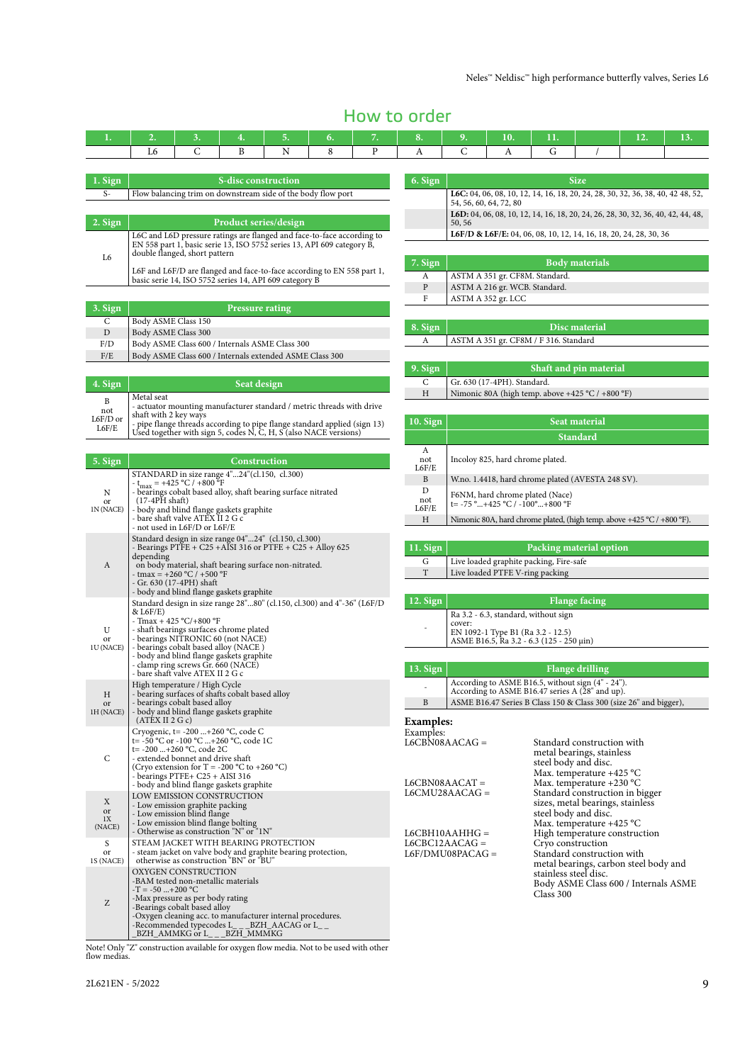## How to order

| 1. | 2. | 3. | 4. | 5. | 6. | 7. | 8. | 9. | 10. | 11. | | 12. | 13. |
|---|---|---|---|---|---|---|---|---|---|---|---|---|---|
| | L6 | C | B | N | 8 | P | A | C | A | G | / | | |

| 1. Sign | S-disc construction |
|---|---|
| S- | Flow balancing trim on downstream side of the body flow port |

| 2. Sign | Product series/design |
|---|---|
| L6 | L6C and L6D pressure ratings are flanged and face-to-face according to EN 558 part 1, basic serie 13, ISO 5752 series 13, API 609 category B, double flanged, short pattern<br><br>L6F and L6F/D are flanged and face-to-face according to EN 558 part 1, basic serie 14, ISO 5752 series 14, API 609 category B |

| 3. Sign | Pressure rating |
|---|---|
| C | Body ASME Class 150 |
| D | Body ASME Class 300 |
| F/D | Body ASME Class 600 / Internals ASME Class 300 |
| F/E | Body ASME Class 600 / Internals extended ASME Class 300 |

| 4. Sign | Seat design |
|---|---|
| B<br>not<br>L6F/D or<br>L6F/E | Metal seat<br>- actuator mounting manufacturer standard / metric threads with drive shaft with 2 key ways<br>- pipe flange threads according to pipe flange standard applied (sign 13)<br>Used together with sign 5, codes N, C, H, S (also NACE versions) |

| 5. Sign | Construction |
|---|---|
| N<br>or<br>1N (NACE) | STANDARD in size range 4"...24"(cl.150, cl.300)<br>- $t_{max}$ = +425 °C / +800 °F<br>- bearings cobalt based alloy, shaft bearing surface nitrated (17-4PH shaft)<br>- body and blind flange gaskets graphite<br>- bare shaft valve ATEX II 2 G c<br>- not used in L6F/D or L6F/E |
| A | Standard design in size range 04"...24" (cl.150, cl.300)<br>- Bearings PTFE + C25 + AISI 316 or PTFE + C25 + Alloy 625 depending on body material, shaft bearing surface non-nitrated.<br>- tmax = +260 °C / +500 °F<br>- Gr. 630 (17-4PH) shaft<br>- body and blind flange gaskets graphite |
| U<br>or<br>1U (NACE) | Standard design in size range 28"...80" (cl.150, cl.300) and 4"-36" (L6F/D & L6F/E)<br>- Tmax + 425 °C/+800 °F<br>- shaft bearings surfaces chrome plated<br>- bearings NITRONIC 60 (not NACE)<br>- bearings cobalt based alloy (NACE )<br>- body and blind flange gaskets graphite<br>- clamp ring screws Gr. 660 (NACE)<br>- bare shaft valve ATEX II 2 G c |
| H<br>or<br>1H (NACE) | High temperature / High Cycle<br>- bearing surfaces of shafts cobalt based alloy<br>- bearings cobalt based alloy<br>- body and blind flange gaskets graphite (ATEX II 2 G c) |
| C | Cryogenic, t= -200 ...+260 °C, code C<br>t= -50 °C or -100 °C ...+260 °C, code 1C<br>t= -200 ...+260 °C, code 2C<br>- extended bonnet and drive shaft<br>(Cryo extension for T = -200 °C to +260 °C)<br>- bearings PTFE+ C25 + AISI 316<br>- body and blind flange gaskets graphite |
| X<br>or<br>1X<br>(NACE) | LOW EMISSION CONSTRUCTION<br>- Low emission graphite packing<br>- Low emission blind flange<br>- Low emission blind flange bolting<br>- Otherwise as construction "N" or "1N" |
| S<br>or<br>1S (NACE) | STEAM JACKET WITH BEARING PROTECTION<br>- steam jacket on valve body and graphite bearing protection, otherwise as construction "BN" or "BU" |
| Z | OXYGEN CONSTRUCTION<br>-BAM tested non-metallic materials<br>-T = -50 ...+200 °C<br>-Max pressure as per body rating<br>-Bearings cobalt based alloy<br>-Oxygen cleaning acc. to manufacturer internal procedures.<br>-Recommended typecodes L_ _ _BZH_AACAG or L_ _ _BZH_AMMKG or L_ _ _BZH_MMMKG |

Note! Only "Z" construction available for oxygen flow media. Not to be used with other flow medias.

| 6. Sign | Size |
|---|---|
| | **L6C:** 04, 06, 08, 10, 12, 14, 16, 18, 20, 24, 28, 30, 32, 36, 38, 40, 42 48, 52, 54, 56, 60, 64, 72, 80 |
| | **L6D:** 04, 06, 08, 10, 12, 14, 16, 18, 20, 24, 26, 28, 30, 32, 36, 40, 42, 44, 48, 50, 56 |
| | **L6F/D & L6F/E:** 04, 06, 08, 10, 12, 14, 16, 18, 20, 24, 28, 30, 36 |

| 7. Sign | Body materials |
|---|---|
| A | ASTM A 351 gr. CF8M. Standard. |
| P | ASTM A 216 gr. WCB. Standard. |
| F | ASTM A 352 gr. LCC |

| 8. Sign | Disc material |
|---|---|
| A | ASTM A 351 gr. CF8M / F 316. Standard |

| 9. Sign | Shaft and pin material |
|---|---|
| C | Gr. 630 (17-4PH). Standard. |
| H | Nimonic 80A (high temp. above +425 °C / +800 °F) |

| 10. Sign | Seat material |
|---|---|
| | **Standard** |
| A<br>not<br>L6F/E | Incoloy 825, hard chrome plated. |
| B | W.no. 1.4418, hard chrome plated (AVESTA 248 SV). |
| D<br>not<br>L6F/E | F6NM, hard chrome plated (Nace)<br>t= -75 °...+425 °C / -100°...+800 °F |
| H | Nimonic 80A, hard chrome plated, (high temp. above +425 °C / +800 °F). |

| 11. Sign | Packing material option |
|---|---|
| G | Live loaded graphite packing, Fire-safe |
| T | Live loaded PTFE V-ring packing |

| 12. Sign | Flange facing |
|---|---|
| - | Ra 3.2 - 6.3, standard, without sign<br>cover:<br>EN 1092-1 Type B1 (Ra 3.2 - 12.5)<br>ASME B16.5, Ra 3.2 - 6.3 (125 - 250 µin) |

| 13. Sign | Flange drilling |
|---|---|
| - | According to ASME B16.5, without sign (4" - 24").<br>According to ASME B16.47 series A (28" and up). |
| B | ASME B16.47 Series B Class 150 & Class 300 (size 26" and bigger), |

**Examples:**

Examples:

| | |
|---|---|
| L6CBN08AACAG = | Standard construction with metal bearings, stainless steel body and disc.<br>Max. temperature +425 °C |
| L6CBN08AACAT = | Max. temperature +230 °C |
| L6CMU28AACAG = | Standard construction in bigger sizes, metal bearings, stainless steel body and disc.<br>Max. temperature +425 °C |
| L6CBH10AAHHG = | High temperature construction |
| L6CBC12AACAG = | Cryo construction |
| L6F/DMU08PACAG = | Standard construction with metal bearings, carbon steel body and stainless steel disc.<br>Body ASME Class 600 / Internals ASME Class 300 |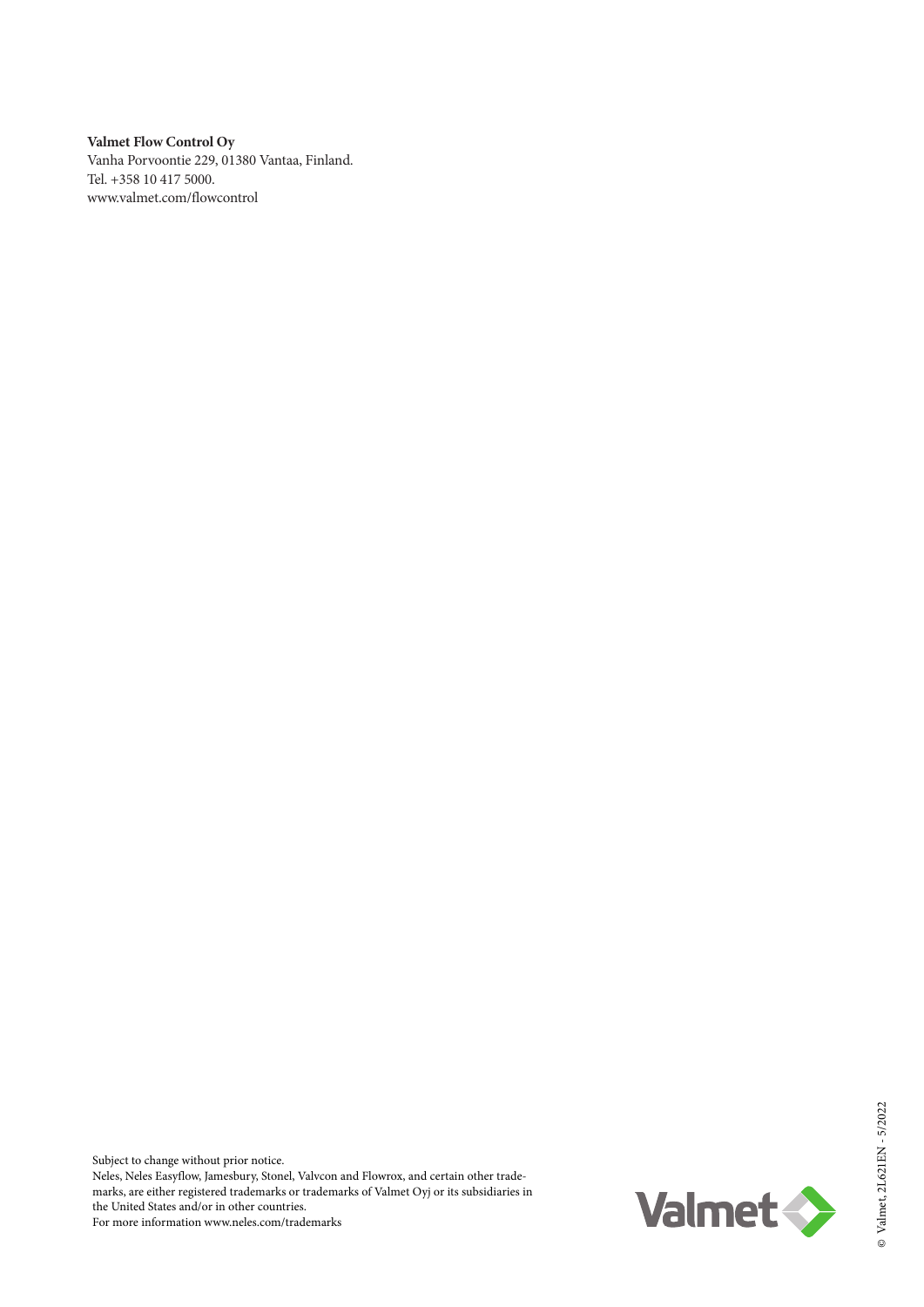**Valmet Flow Control Oy**
Vanha Porvoontie 229, 01380 Vantaa, Finland.
Tel. +358 10 417 5000.
www.valmet.com/flowcontrol

Subject to change without prior notice.
Neles, Neles Easyflow, Jamesbury, Stonel, Valvcon and Flowrox, and certain other trademarks, are either registered trademarks or trademarks of Valmet Oyj or its subsidiaries in the United States and/or in other countries.
For more information www.neles.com/trademarks

© Valmet, 2L621EN - 5/2022